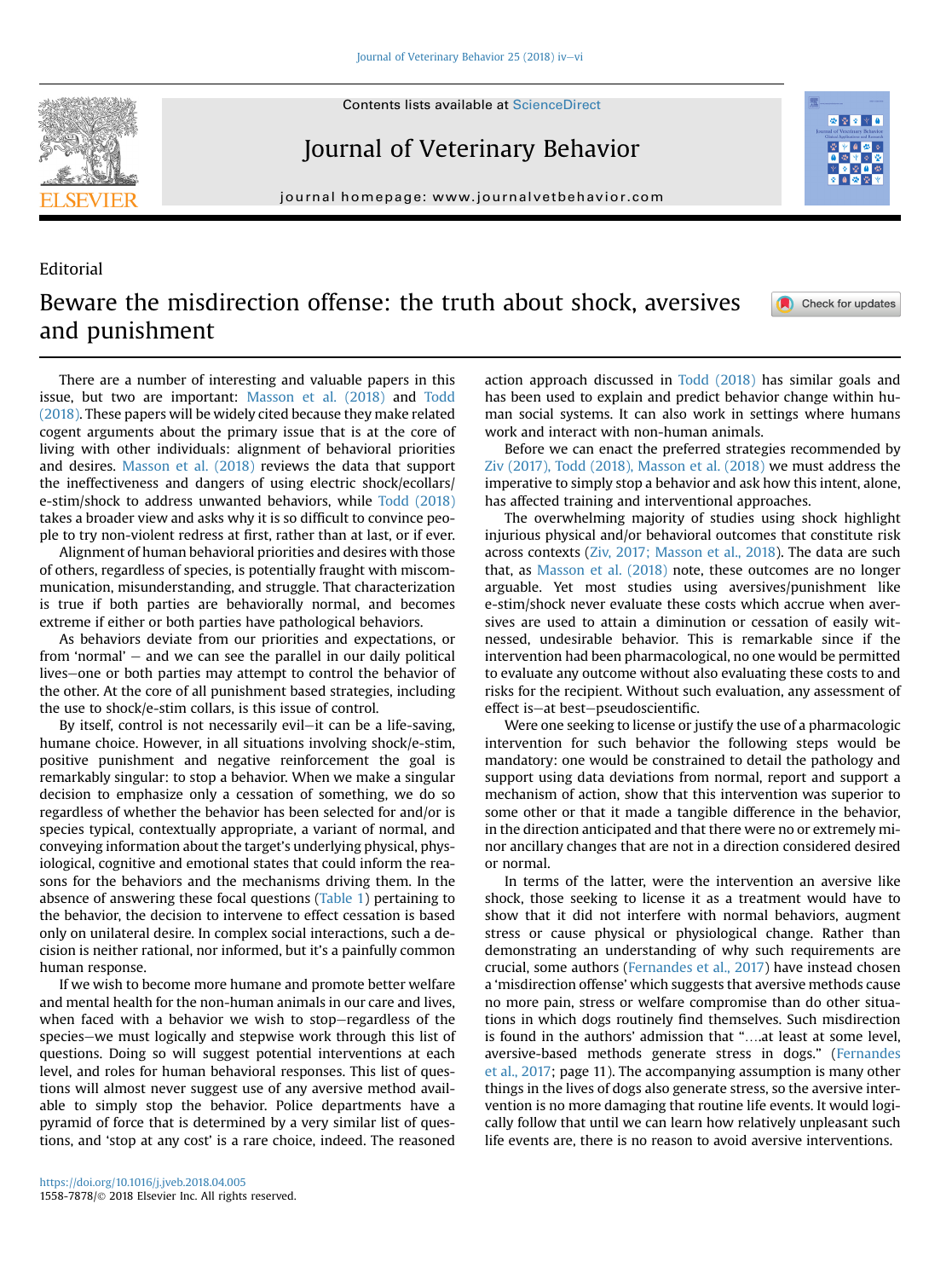Editorial

# Beware the misdirection offense: the truth about shock, aversives and punishment

There are a number of interesting and valuable papers in this issue, but two are important: Masson et al. (2018) and Todd (2018). These papers will be widely cited because they make related cogent arguments about the primary issue that is at the core of living with other individuals: alignment of behavioral priorities and desires. Masson et al. (2018) reviews the data that support the ineffectiveness and dangers of using electric shock/ecollars/e-stim/shock to address unwanted behaviors, while Todd (2018) takes a broader view and asks why it is so difficult to convince people to try non-violent redress at first, rather than at last, or if ever.

Alignment of human behavioral priorities and desires with those of others, regardless of species, is potentially fraught with miscommunication, misunderstanding, and struggle. That characterization is true if both parties are behaviorally normal, and becomes extreme if either or both parties have pathological behaviors.

As behaviors deviate from our priorities and expectations, or from 'normal' – and we can see the parallel in our daily political lives—one or both parties may attempt to control the behavior of the other. At the core of all punishment based strategies, including the use to shock/e-stim collars, is this issue of control.

By itself, control is not necessarily evil—it can be a life-saving, humane choice. However, in all situations involving shock/e-stim, positive punishment and negative reinforcement the goal is remarkably singular: to stop a behavior. When we make a singular decision to emphasize only a cessation of something, we do so regardless of whether the behavior has been selected for and/or is species typical, contextually appropriate, a variant of normal, and conveying information about the target's underlying physical, physiological, cognitive and emotional states that could inform the reasons for the behaviors and the mechanisms driving them. In the absence of answering these focal questions (Table 1) pertaining to the behavior, the decision to intervene to effect cessation is based only on unilateral desire. In complex social interactions, such a decision is neither rational, nor informed, but it's a painfully common human response.

If we wish to become more humane and promote better welfare and mental health for the non-human animals in our care and lives, when faced with a behavior we wish to stop—regardless of the species—we must logically and stepwise work through this list of questions. Doing so will suggest potential interventions at each level, and roles for human behavioral responses. This list of questions will almost never suggest use of any aversive method available to simply stop the behavior. Police departments have a pyramid of force that is determined by a very similar list of questions, and 'stop at any cost' is a rare choice, indeed. The reasoned action approach discussed in Todd (2018) has similar goals and has been used to explain and predict behavior change within human social systems. It can also work in settings where humans work and interact with non-human animals.

Before we can enact the preferred strategies recommended by Ziv (2017), Todd (2018), Masson et al. (2018) we must address the imperative to simply stop a behavior and ask how this intent, alone, has affected training and interventional approaches.

The overwhelming majority of studies using shock highlight injurious physical and/or behavioral outcomes that constitute risk across contexts (Ziv, 2017; Masson et al., 2018). The data are such that, as Masson et al. (2018) note, these outcomes are no longer arguable. Yet most studies using aversives/punishment like e-stim/shock never evaluate these costs which accrue when aversives are used to attain a diminution or cessation of easily witnessed, undesirable behavior. This is remarkable since if the intervention had been pharmacological, no one would be permitted to evaluate any outcome without also evaluating these costs to and risks for the recipient. Without such evaluation, any assessment of effect is—at best—pseudoscientific.

Were one seeking to license or justify the use of a pharmacologic intervention for such behavior the following steps would be mandatory: one would be constrained to detail the pathology and support using data deviations from normal, report and support a mechanism of action, show that this intervention was superior to some other or that it made a tangible difference in the behavior, in the direction anticipated and that there were no or extremely minor ancillary changes that are not in a direction considered desired or normal.

In terms of the latter, were the intervention an aversive like shock, those seeking to license it as a treatment would have to show that it did not interfere with normal behaviors, augment stress or cause physical or physiological change. Rather than demonstrating an understanding of why such requirements are crucial, some authors (Fernandes et al., 2017) have instead chosen a 'misdirection offense' which suggests that aversive methods cause no more pain, stress or welfare compromise than do other situations in which dogs routinely find themselves. Such misdirection is found in the authors' admission that "….at least at some level, aversive-based methods generate stress in dogs." (Fernandes et al., 2017; page 11). The accompanying assumption is many other things in the lives of dogs also generate stress, so the aversive intervention is no more damaging that routine life events. It would logically follow that until we can learn how relatively unpleasant such life events are, there is no reason to avoid aversive interventions.

https://doi.org/10.1016/j.jveb.2018.04.005
1558-7878/© 2018 Elsevier Inc. All rights reserved.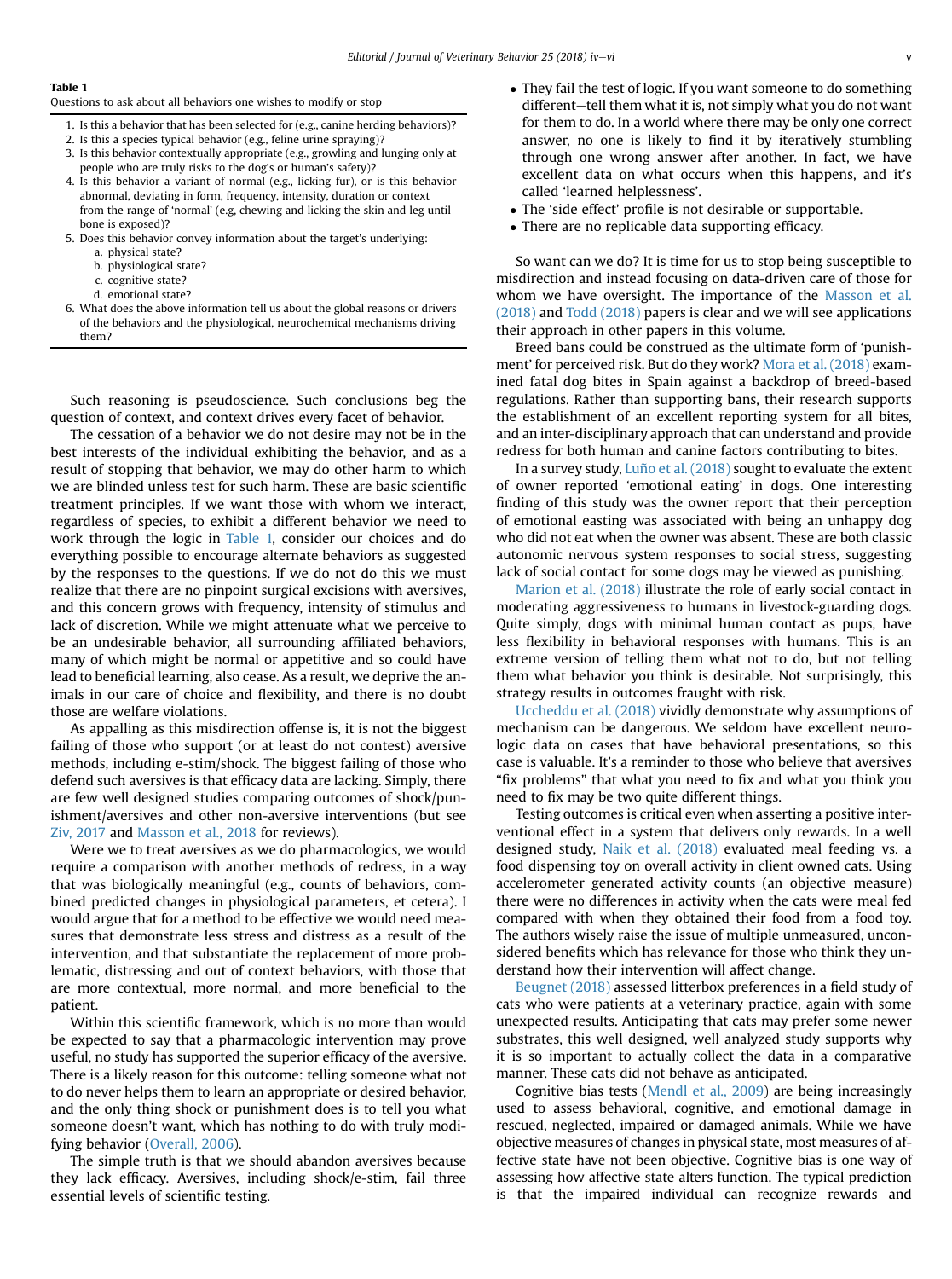**Table 1**
Questions to ask about all behaviors one wishes to modify or stop

1. Is this a behavior that has been selected for (e.g., canine herding behaviors)?
2. Is this a species typical behavior (e.g., feline urine spraying)?
3. Is this behavior contextually appropriate (e.g., growling and lunging only at people who are truly risks to the dog's or human's safety)?
4. Is this behavior a variant of normal (e.g., licking fur), or is this behavior abnormal, deviating in form, frequency, intensity, duration or context from the range of 'normal' (e.g, chewing and licking the skin and leg until bone is exposed)?
5. Does this behavior convey information about the target's underlying:
   a. physical state?
   b. physiological state?
   c. cognitive state?
   d. emotional state?
6. What does the above information tell us about the global reasons or drivers of the behaviors and the physiological, neurochemical mechanisms driving them?

Such reasoning is pseudoscience. Such conclusions beg the question of context, and context drives every facet of behavior.

The cessation of a behavior we do not desire may not be in the best interests of the individual exhibiting the behavior, and as a result of stopping that behavior, we may do other harm to which we are blinded unless test for such harm. These are basic scientific treatment principles. If we want those with whom we interact, regardless of species, to exhibit a different behavior we need to work through the logic in Table 1, consider our choices and do everything possible to encourage alternate behaviors as suggested by the responses to the questions. If we do not do this we must realize that there are no pinpoint surgical excisions with aversives, and this concern grows with frequency, intensity of stimulus and lack of discretion. While we might attenuate what we perceive to be an undesirable behavior, all surrounding affiliated behaviors, many of which might be normal or appetitive and so could have lead to beneficial learning, also cease. As a result, we deprive the animals in our care of choice and flexibility, and there is no doubt those are welfare violations.

As appalling as this misdirection offense is, it is not the biggest failing of those who support (or at least do not contest) aversive methods, including e-stim/shock. The biggest failing of those who defend such aversives is that efficacy data are lacking. Simply, there are few well designed studies comparing outcomes of shock/punishment/aversives and other non-aversive interventions (but see Ziv, 2017 and Masson et al., 2018 for reviews).

Were we to treat aversives as we do pharmacologics, we would require a comparison with another methods of redress, in a way that was biologically meaningful (e.g., counts of behaviors, combined predicted changes in physiological parameters, et cetera). I would argue that for a method to be effective we would need measures that demonstrate less stress and distress as a result of the intervention, and that substantiate the replacement of more problematic, distressing and out of context behaviors, with those that are more contextual, more normal, and more beneficial to the patient.

Within this scientific framework, which is no more than would be expected to say that a pharmacologic intervention may prove useful, no study has supported the superior efficacy of the aversive. There is a likely reason for this outcome: telling someone what not to do never helps them to learn an appropriate or desired behavior, and the only thing shock or punishment does is to tell you what someone doesn't want, which has nothing to do with truly modifying behavior (Overall, 2006).

The simple truth is that we should abandon aversives because they lack efficacy. Aversives, including shock/e-stim, fail three essential levels of scientific testing.

- They fail the test of logic. If you want someone to do something different—tell them what it is, not simply what you do not want for them to do. In a world where there may be only one correct answer, no one is likely to find it by iteratively stumbling through one wrong answer after another. In fact, we have excellent data on what occurs when this happens, and it's called 'learned helplessness'.
- The 'side effect' profile is not desirable or supportable.
- There are no replicable data supporting efficacy.

So want can we do? It is time for us to stop being susceptible to misdirection and instead focusing on data-driven care of those for whom we have oversight. The importance of the Masson et al. (2018) and Todd (2018) papers is clear and we will see applications their approach in other papers in this volume.

Breed bans could be construed as the ultimate form of 'punishment' for perceived risk. But do they work? Mora et al. (2018) examined fatal dog bites in Spain against a backdrop of breed-based regulations. Rather than supporting bans, their research supports the establishment of an excellent reporting system for all bites, and an inter-disciplinary approach that can understand and provide redress for both human and canine factors contributing to bites.

In a survey study, Luño et al. (2018) sought to evaluate the extent of owner reported 'emotional eating' in dogs. One interesting finding of this study was the owner report that their perception of emotional easting was associated with being an unhappy dog who did not eat when the owner was absent. These are both classic autonomic nervous system responses to social stress, suggesting lack of social contact for some dogs may be viewed as punishing.

Marion et al. (2018) illustrate the role of early social contact in moderating aggressiveness to humans in livestock-guarding dogs. Quite simply, dogs with minimal human contact as pups, have less flexibility in behavioral responses with humans. This is an extreme version of telling them what not to do, but not telling them what behavior you think is desirable. Not surprisingly, this strategy results in outcomes fraught with risk.

Uccheddu et al. (2018) vividly demonstrate why assumptions of mechanism can be dangerous. We seldom have excellent neurologic data on cases that have behavioral presentations, so this case is valuable. It's a reminder to those who believe that aversives "fix problems" that what you need to fix and what you think you need to fix may be two quite different things.

Testing outcomes is critical even when asserting a positive interventional effect in a system that delivers only rewards. In a well designed study, Naik et al. (2018) evaluated meal feeding vs. a food dispensing toy on overall activity in client owned cats. Using accelerometer generated activity counts (an objective measure) there were no differences in activity when the cats were meal fed compared with when they obtained their food from a food toy. The authors wisely raise the issue of multiple unmeasured, unconsidered benefits which has relevance for those who think they understand how their intervention will affect change.

Beugnet (2018) assessed litterbox preferences in a field study of cats who were patients at a veterinary practice, again with some unexpected results. Anticipating that cats may prefer some newer substrates, this well designed, well analyzed study supports why it is so important to actually collect the data in a comparative manner. These cats did not behave as anticipated.

Cognitive bias tests (Mendl et al., 2009) are being increasingly used to assess behavioral, cognitive, and emotional damage in rescued, neglected, impaired or damaged animals. While we have objective measures of changes in physical state, most measures of affective state have not been objective. Cognitive bias is one way of assessing how affective state alters function. The typical prediction is that the impaired individual can recognize rewards and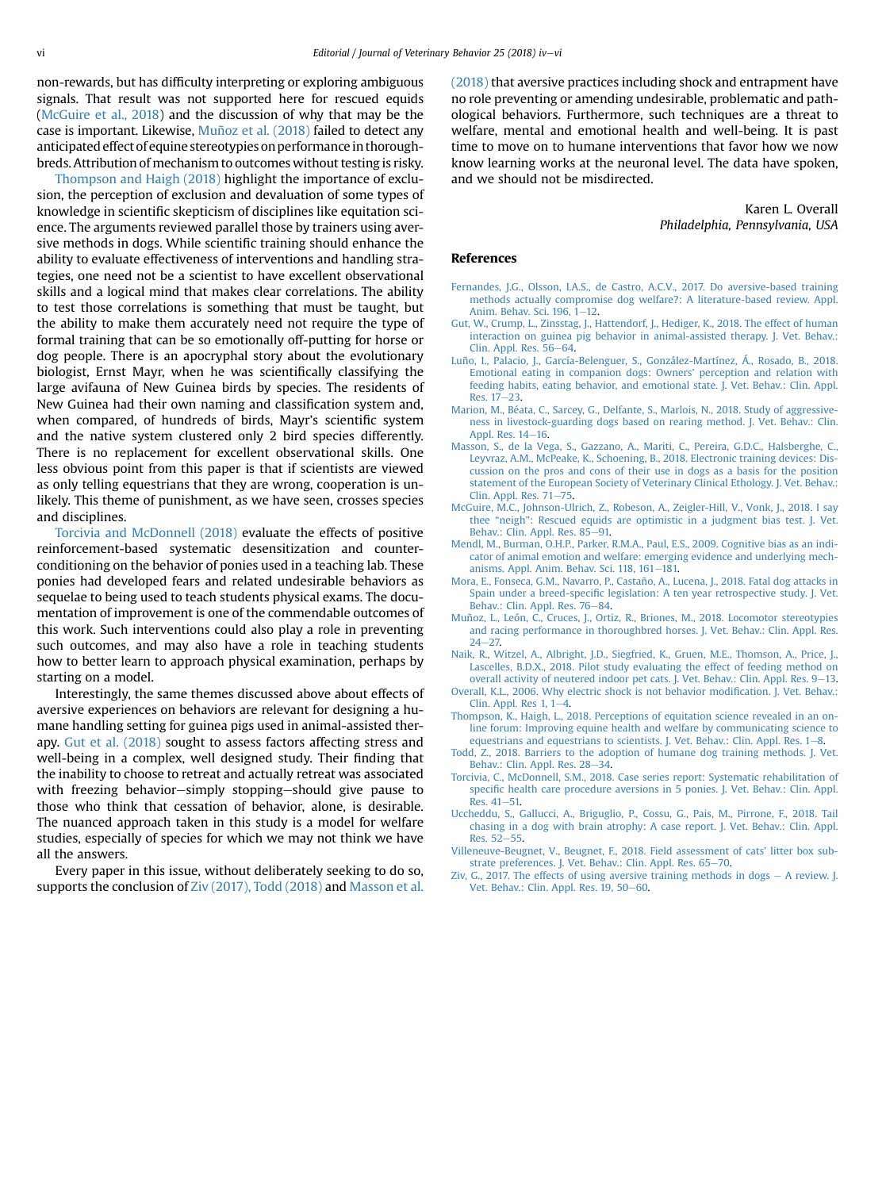non-rewards, but has difficulty interpreting or exploring ambiguous signals. That result was not supported here for rescued equids (McGuire et al., 2018) and the discussion of why that may be the case is important. Likewise, Muñoz et al. (2018) failed to detect any anticipated effect of equine stereotypies on performance in thoroughbreds. Attribution of mechanism to outcomes without testing is risky.

Thompson and Haigh (2018) highlight the importance of exclusion, the perception of exclusion and devaluation of some types of knowledge in scientific skepticism of disciplines like equitation science. The arguments reviewed parallel those by trainers using aversive methods in dogs. While scientific training should enhance the ability to evaluate effectiveness of interventions and handling strategies, one need not be a scientist to have excellent observational skills and a logical mind that makes clear correlations. The ability to test those correlations is something that must be taught, but the ability to make them accurately need not require the type of formal training that can be so emotionally off-putting for horse or dog people. There is an apocryphal story about the evolutionary biologist, Ernst Mayr, when he was scientifically classifying the large avifauna of New Guinea birds by species. The residents of New Guinea had their own naming and classification system and, when compared, of hundreds of birds, Mayr's scientific system and the native system clustered only 2 bird species differently. There is no replacement for excellent observational skills. One less obvious point from this paper is that if scientists are viewed as only telling equestrians that they are wrong, cooperation is unlikely. This theme of punishment, as we have seen, crosses species and disciplines.

Torcivia and McDonnell (2018) evaluate the effects of positive reinforcement-based systematic desensitization and counter-conditioning on the behavior of ponies used in a teaching lab. These ponies had developed fears and related undesirable behaviors as sequelae to being used to teach students physical exams. The documentation of improvement is one of the commendable outcomes of this work. Such interventions could also play a role in preventing such outcomes, and may also have a role in teaching students how to better learn to approach physical examination, perhaps by starting on a model.

Interestingly, the same themes discussed above about effects of aversive experiences on behaviors are relevant for designing a humane handling setting for guinea pigs used in animal-assisted therapy. Gut et al. (2018) sought to assess factors affecting stress and well-being in a complex, well designed study. Their finding that the inability to choose to retreat and actually retreat was associated with freezing behavior—simply stopping—should give pause to those who think that cessation of behavior, alone, is desirable. The nuanced approach taken in this study is a model for welfare studies, especially of species for which we may not think we have all the answers.

Every paper in this issue, without deliberately seeking to do so, supports the conclusion of Ziv (2017), Todd (2018) and Masson et al. (2018) that aversive practices including shock and entrapment have no role preventing or amending undesirable, problematic and pathological behaviors. Furthermore, such techniques are a threat to welfare, mental and emotional health and well-being. It is past time to move on to humane interventions that favor how we now know learning works at the neuronal level. The data have spoken, and we should not be misdirected.

Karen L. Overall
*Philadelphia, Pennsylvania, USA*

## References

Fernandes, J.G., Olsson, I.A.S., de Castro, A.C.V., 2017. Do aversive-based training methods actually compromise dog welfare?: A literature-based review. Appl. Anim. Behav. Sci. 196, 1–12.

Gut, W., Crump, L., Zinsstag, J., Hattendorf, J., Hediger, K., 2018. The effect of human interaction on guinea pig behavior in animal-assisted therapy. J. Vet. Behav.: Clin. Appl. Res. 56–64.

Luño, I., Palacio, J., García-Belenguer, S., González-Martínez, Á., Rosado, B., 2018. Emotional eating in companion dogs: Owners' perception and relation with feeding habits, eating behavior, and emotional state. J. Vet. Behav.: Clin. Appl. Res. 17–23.

Marion, M., Béata, C., Sarcey, G., Delfante, S., Marlois, N., 2018. Study of aggressiveness in livestock-guarding dogs based on rearing method. J. Vet. Behav.: Clin. Appl. Res. 14–16.

Masson, S., de la Vega, S., Gazzano, A., Mariti, C., Pereira, G.D.C., Halsberghe, C., Leyvraz, A.M., McPeake, K., Schoening, B., 2018. Electronic training devices: Discussion on the pros and cons of their use in dogs as a basis for the position statement of the European Society of Veterinary Clinical Ethology. J. Vet. Behav.: Clin. Appl. Res. 71–75.

McGuire, M.C., Johnson-Ulrich, Z., Robeson, A., Zeigler-Hill, V., Vonk, J., 2018. I say thee "neigh": Rescued equids are optimistic in a judgment bias test. J. Vet. Behav.: Clin. Appl. Res. 85–91.

Mendl, M., Burman, O.H.P., Parker, R.M.A., Paul, E.S., 2009. Cognitive bias as an indicator of animal emotion and welfare: emerging evidence and underlying mechanisms. Appl. Anim. Behav. Sci. 118, 161–181.

Mora, E., Fonseca, G.M., Navarro, P., Castaño, A., Lucena, J., 2018. Fatal dog attacks in Spain under a breed-specific legislation: A ten year retrospective study. J. Vet. Behav.: Clin. Appl. Res. 76–84.

Muñoz, L., León, C., Cruces, J., Ortiz, R., Briones, M., 2018. Locomotor stereotypies and racing performance in thoroughbred horses. J. Vet. Behav.: Clin. Appl. Res. 24–27.

Naik, R., Witzel, A., Albright, J.D., Siegfried, K., Gruen, M.E., Thomson, A., Price, J., Lascelles, B.D.X., 2018. Pilot study evaluating the effect of feeding method on overall activity of neutered indoor pet cats. J. Vet. Behav.: Clin. Appl. Res. 9–13.

Overall, K.L., 2006. Why electric shock is not behavior modification. J. Vet. Behav.: Clin. Appl. Res 1, 1–4.

Thompson, K., Haigh, L., 2018. Perceptions of equitation science revealed in an online forum: Improving equine health and welfare by communicating science to equestrians and equestrians to scientists. J. Vet. Behav.: Clin. Appl. Res. 1–8.

Todd, Z., 2018. Barriers to the adoption of humane dog training methods. J. Vet. Behav.: Clin. Appl. Res. 28–34.

Torcivia, C., McDonnell, S.M., 2018. Case series report: Systematic rehabilitation of specific health care procedure aversions in 5 ponies. J. Vet. Behav.: Clin. Appl. Res. 41–51.

Uccheddu, S., Gallucci, A., Briguglio, P., Cossu, G., Pais, M., Pirrone, F., 2018. Tail chasing in a dog with brain atrophy: A case report. J. Vet. Behav.: Clin. Appl. Res. 52–55.

Villeneuve-Beugnet, V., Beugnet, F., 2018. Field assessment of cats' litter box substrate preferences. J. Vet. Behav.: Clin. Appl. Res. 65–70.

Ziv, G., 2017. The effects of using aversive training methods in dogs – A review. J. Vet. Behav.: Clin. Appl. Res. 19, 50–60.